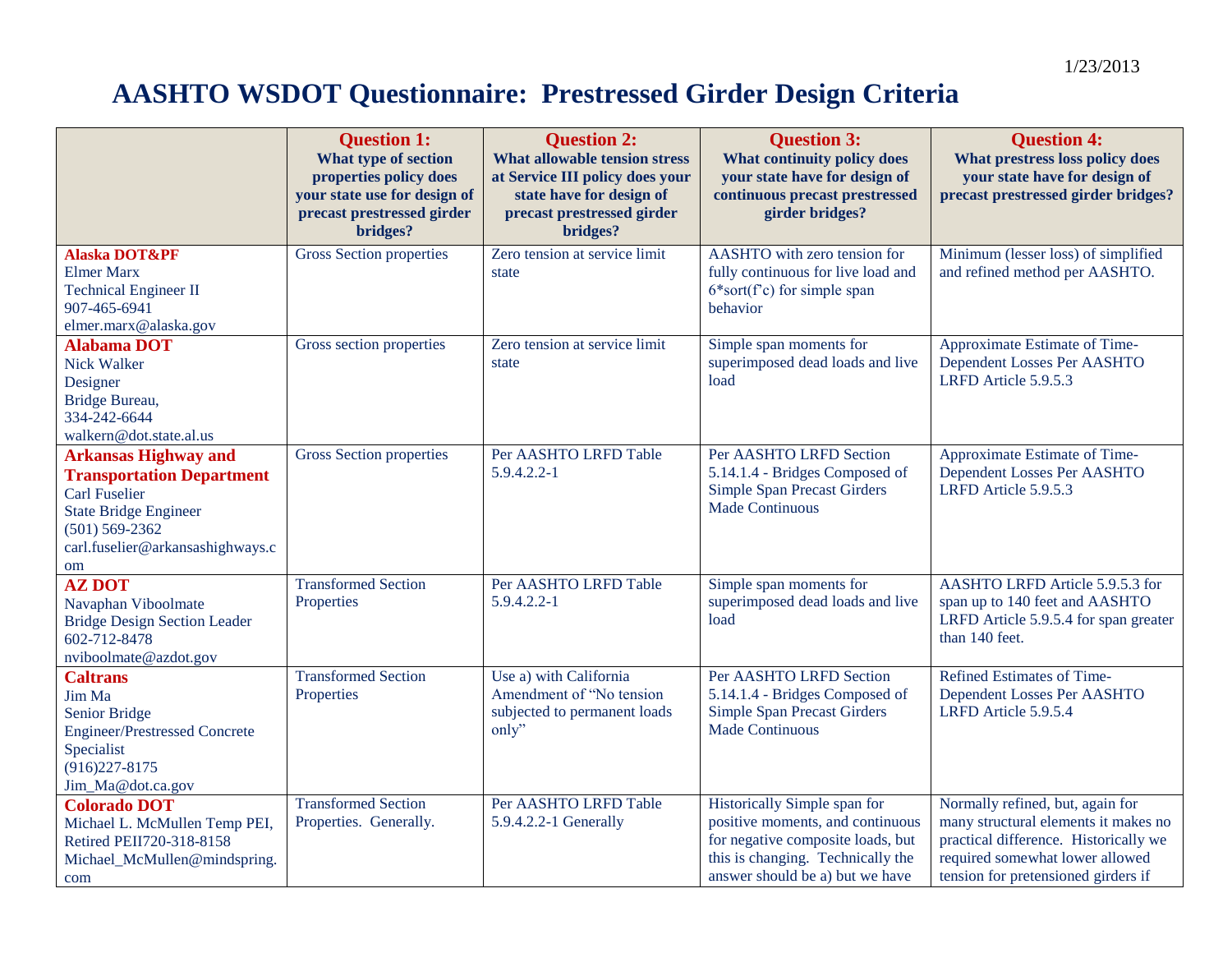1/23/2013

# AASHTO WSDOT Questionnaire: Prestressed Girder Design Criteria

| | **Question 1:** What type of section properties policy does your state use for design of precast prestressed girder bridges? | **Question 2:** What allowable tension stress at Service III policy does your state have for design of precast prestressed girder bridges? | **Question 3:** What continuity policy does your state have for design of continuous precast prestressed girder bridges? | **Question 4:** What prestress loss policy does your state have for design of precast prestressed girder bridges? |
|---|---|---|---|---|
| **Alaska DOT&PF**<br>Elmer Marx<br>Technical Engineer II<br>907-465-6941<br>elmer.marx@alaska.gov | Gross Section properties | Zero tension at service limit state | AASHTO with zero tension for fully continuous for live load and 6*sort(f'c) for simple span behavior | Minimum (lesser loss) of simplified and refined method per AASHTO. |
| **Alabama DOT**<br>Nick Walker<br>Designer<br>Bridge Bureau,<br>334-242-6644<br>walkern@dot.state.al.us | Gross section properties | Zero tension at service limit state | Simple span moments for superimposed dead loads and live load | Approximate Estimate of Time-Dependent Losses Per AASHTO LRFD Article 5.9.5.3 |
| **Arkansas Highway and Transportation Department**<br>Carl Fuselier<br>State Bridge Engineer<br>(501) 569-2362<br>carl.fuselier@arkansashighways.com | Gross Section properties | Per AASHTO LRFD Table 5.9.4.2.2-1 | Per AASHTO LRFD Section 5.14.1.4 - Bridges Composed of Simple Span Precast Girders Made Continuous | Approximate Estimate of Time-Dependent Losses Per AASHTO LRFD Article 5.9.5.3 |
| **AZ DOT**<br>Navaphan Viboolmate<br>Bridge Design Section Leader<br>602-712-8478<br>nviboolmate@azdot.gov | Transformed Section Properties | Per AASHTO LRFD Table 5.9.4.2.2-1 | Simple span moments for superimposed dead loads and live load | AASHTO LRFD Article 5.9.5.3 for span up to 140 feet and AASHTO LRFD Article 5.9.5.4 for span greater than 140 feet. |
| **Caltrans**<br>Jim Ma<br>Senior Bridge Engineer/Prestressed Concrete Specialist<br>(916)227-8175<br>Jim_Ma@dot.ca.gov | Transformed Section Properties | Use a) with California Amendment of "No tension subjected to permanent loads only" | Per AASHTO LRFD Section 5.14.1.4 - Bridges Composed of Simple Span Precast Girders Made Continuous | Refined Estimates of Time-Dependent Losses Per AASHTO LRFD Article 5.9.5.4 |
| **Colorado DOT**<br>Michael L. McMullen Temp PEI, Retired PEII720-318-8158<br>Michael_McMullen@mindspring.com | Transformed Section Properties. Generally. | Per AASHTO LRFD Table 5.9.4.2.2-1 Generally | Historically Simple span for positive moments, and continuous for negative composite loads, but this is changing. Technically the answer should be a) but we have | Normally refined, but, again for many structural elements it makes no practical difference. Historically we required somewhat lower allowed tension for pretensioned girders if |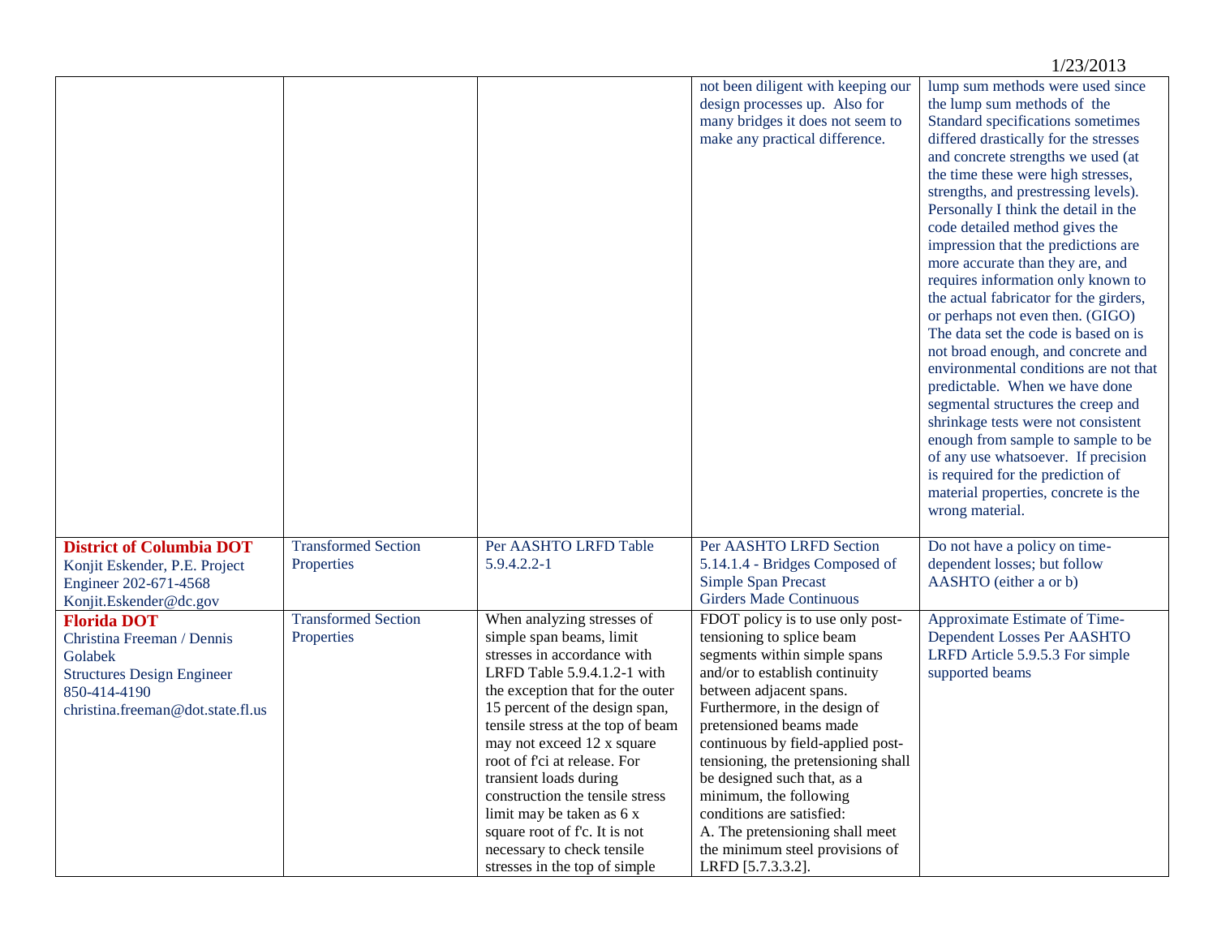| | | | | |
|---|---|---|---|---|
| | | | not been diligent with keeping our design processes up. Also for many bridges it does not seem to make any practical difference. | lump sum methods were used since the lump sum methods of the Standard specifications sometimes differed drastically for the stresses and concrete strengths we used (at the time these were high stresses, strengths, and prestressing levels). Personally I think the detail in the code detailed method gives the impression that the predictions are more accurate than they are, and requires information only known to the actual fabricator for the girders, or perhaps not even then. (GIGO) The data set the code is based on is not broad enough, and concrete and environmental conditions are not that predictable. When we have done segmental structures the creep and shrinkage tests were not consistent enough from sample to sample to be of any use whatsoever. If precision is required for the prediction of material properties, concrete is the wrong material. |
| **District of Columbia DOT** Konjit Eskender, P.E. Project Engineer 202-671-4568 Konjit.Eskender@dc.gov | Transformed Section Properties | Per AASHTO LRFD Table 5.9.4.2.2-1 | Per AASHTO LRFD Section 5.14.1.4 - Bridges Composed of Simple Span Precast Girders Made Continuous | Do not have a policy on time-dependent losses; but follow AASHTO (either a or b) |
| **Florida DOT** Christina Freeman / Dennis Golabek Structures Design Engineer 850-414-4190 christina.freeman@dot.state.fl.us | Transformed Section Properties | When analyzing stresses of simple span beams, limit stresses in accordance with LRFD Table 5.9.4.1.2-1 with the exception that for the outer 15 percent of the design span, tensile stress at the top of beam may not exceed 12 x square root of f'ci at release. For transient loads during construction the tensile stress limit may be taken as 6 x square root of f'c. It is not necessary to check tensile stresses in the top of simple | FDOT policy is to use only post-tensioning to splice beam segments within simple spans and/or to establish continuity between adjacent spans. Furthermore, in the design of pretensioned beams made continuous by field-applied post-tensioning, the pretensioning shall be designed such that, as a minimum, the following conditions are satisfied: A. The pretensioning shall meet the minimum steel provisions of LRFD [5.7.3.3.2]. | Approximate Estimate of Time-Dependent Losses Per AASHTO LRFD Article 5.9.5.3 For simple supported beams |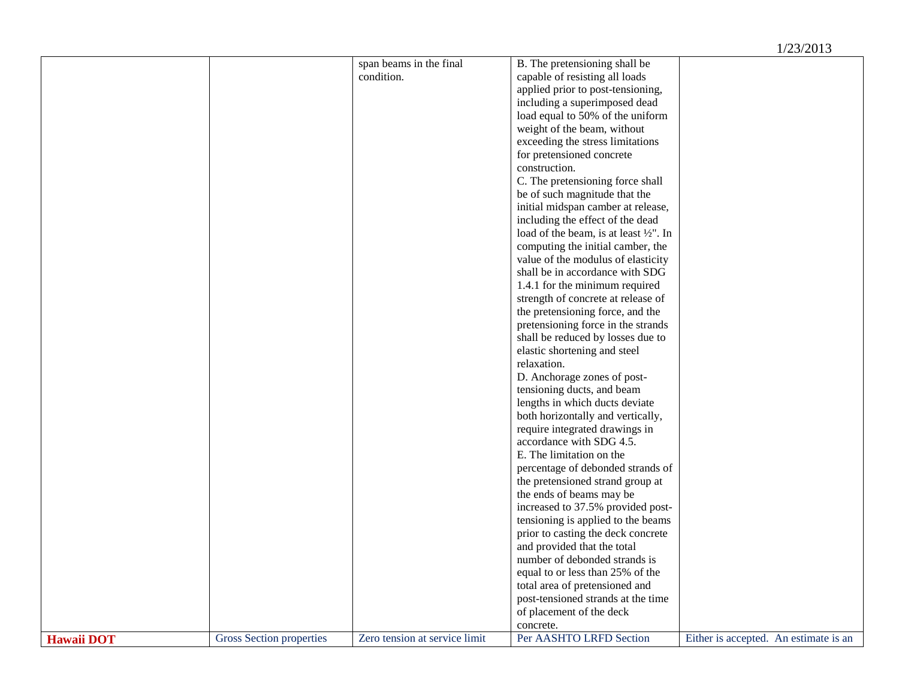| | | | | |
|---|---|---|---|---|
| | | span beams in the final condition. | B. The pretensioning shall be capable of resisting all loads applied prior to post-tensioning, including a superimposed dead load equal to 50% of the uniform weight of the beam, without exceeding the stress limitations for pretensioned concrete construction.<br>C. The pretensioning force shall be of such magnitude that the initial midspan camber at release, including the effect of the dead load of the beam, is at least ½". In computing the initial camber, the value of the modulus of elasticity shall be in accordance with SDG 1.4.1 for the minimum required strength of concrete at release of the pretensioning force, and the pretensioning force in the strands shall be reduced by losses due to elastic shortening and steel relaxation.<br>D. Anchorage zones of post-tensioning ducts, and beam lengths in which ducts deviate both horizontally and vertically, require integrated drawings in accordance with SDG 4.5.<br>E. The limitation on the percentage of debonded strands of the pretensioned strand group at the ends of beams may be increased to 37.5% provided post-tensioning is applied to the beams prior to casting the deck concrete and provided that the total number of debonded strands is equal to or less than 25% of the total area of pretensioned and post-tensioned strands at the time of placement of the deck concrete. | |
| **Hawaii DOT** | Gross Section properties | Zero tension at service limit | Per AASHTO LRFD Section | Either is accepted. An estimate is an |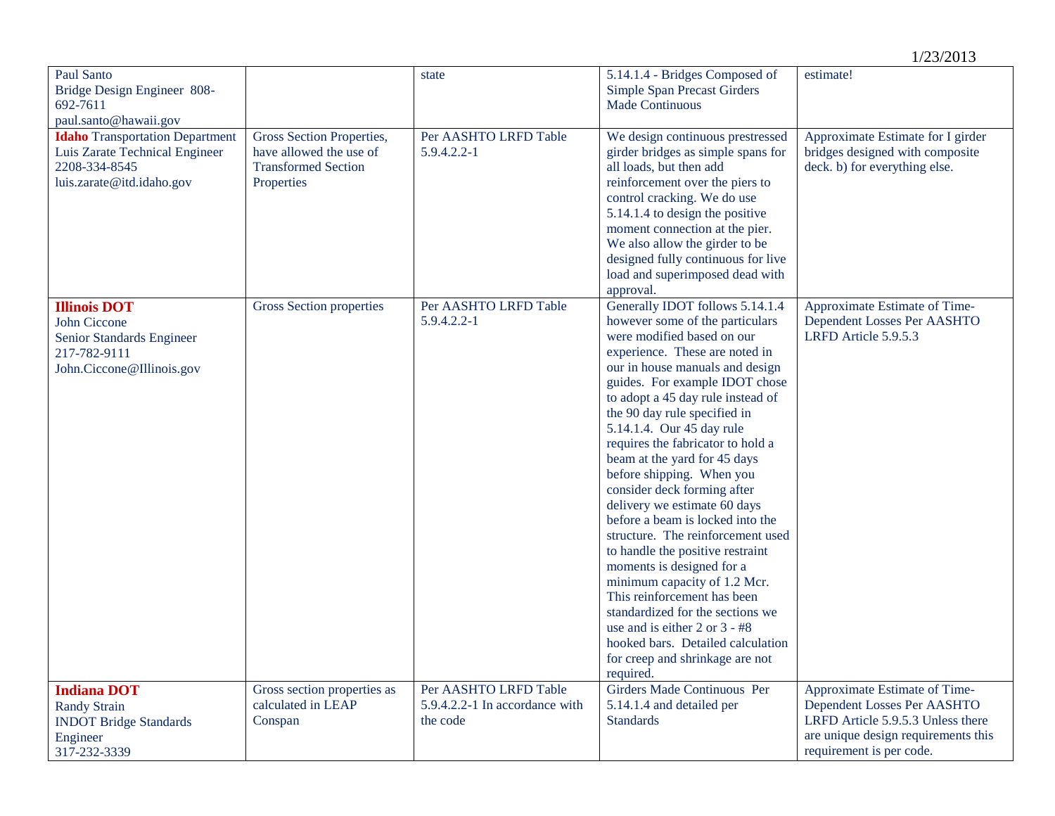| | | | | |
|---|---|---|---|---|
| Paul Santo<br>Bridge Design Engineer 808-692-7611<br>paul.santo@hawaii.gov | | state | 5.14.1.4 - Bridges Composed of Simple Span Precast Girders Made Continuous | estimate! |
| **Idaho** Transportation Department<br>Luis Zarate Technical Engineer<br>2208-334-8545<br>luis.zarate@itd.idaho.gov | Gross Section Properties, have allowed the use of Transformed Section Properties | Per AASHTO LRFD Table 5.9.4.2.2-1 | We design continuous prestressed girder bridges as simple spans for all loads, but then add reinforcement over the piers to control cracking. We do use 5.14.1.4 to design the positive moment connection at the pier. We also allow the girder to be designed fully continuous for live load and superimposed dead with approval. | Approximate Estimate for I girder bridges designed with composite deck. b) for everything else. |
| **Illinois DOT**<br>John Ciccone<br>Senior Standards Engineer<br>217-782-9111<br>John.Ciccone@Illinois.gov | Gross Section properties | Per AASHTO LRFD Table 5.9.4.2.2-1 | Generally IDOT follows 5.14.1.4 however some of the particulars were modified based on our experience. These are noted in our in house manuals and design guides. For example IDOT chose to adopt a 45 day rule instead of the 90 day rule specified in 5.14.1.4. Our 45 day rule requires the fabricator to hold a beam at the yard for 45 days before shipping. When you consider deck forming after delivery we estimate 60 days before a beam is locked into the structure. The reinforcement used to handle the positive restraint moments is designed for a minimum capacity of 1.2 Mcr. This reinforcement has been standardized for the sections we use and is either 2 or 3 - #8 hooked bars. Detailed calculation for creep and shrinkage are not required. | Approximate Estimate of Time-Dependent Losses Per AASHTO LRFD Article 5.9.5.3 |
| **Indiana DOT**<br>Randy Strain<br>INDOT Bridge Standards Engineer<br>317-232-3339 | Gross section properties as calculated in LEAP Conspan | Per AASHTO LRFD Table 5.9.4.2.2-1 In accordance with the code | Girders Made Continuous Per 5.14.1.4 and detailed per Standards | Approximate Estimate of Time-Dependent Losses Per AASHTO LRFD Article 5.9.5.3 Unless there are unique design requirements this requirement is per code. |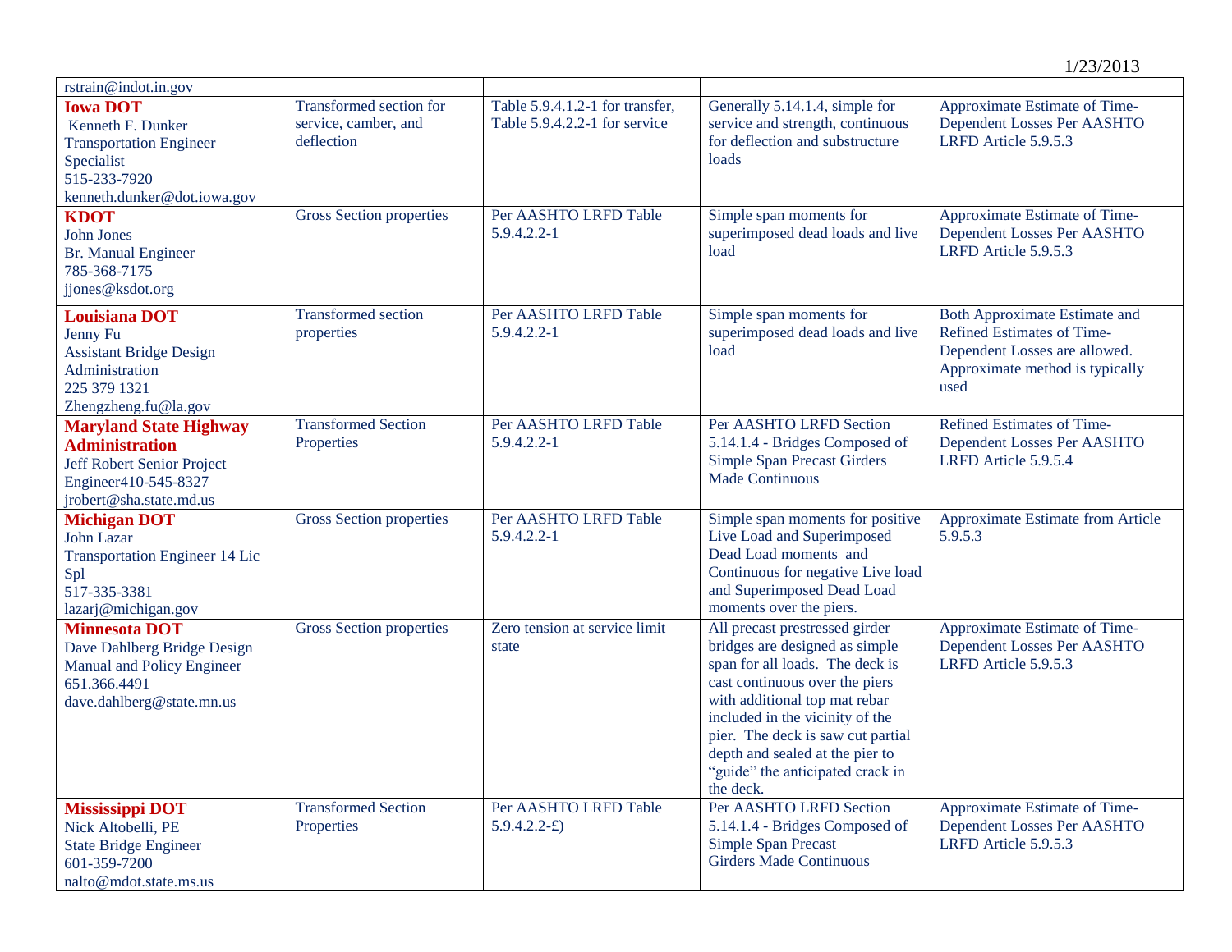| | | | | |
|---|---|---|---|---|
| rstrain@indot.in.gov | | | | |
| **Iowa DOT**<br>Kenneth F. Dunker<br>Transportation Engineer Specialist<br>515-233-7920<br>kenneth.dunker@dot.iowa.gov | Transformed section for service, camber, and deflection | Table 5.9.4.1.2-1 for transfer, Table 5.9.4.2.2-1 for service | Generally 5.14.1.4, simple for service and strength, continuous for deflection and substructure loads | Approximate Estimate of Time-Dependent Losses Per AASHTO LRFD Article 5.9.5.3 |
| **KDOT**<br>John Jones<br>Br. Manual Engineer<br>785-368-7175<br>jjones@ksdot.org | Gross Section properties | Per AASHTO LRFD Table 5.9.4.2.2-1 | Simple span moments for superimposed dead loads and live load | Approximate Estimate of Time-Dependent Losses Per AASHTO LRFD Article 5.9.5.3 |
| **Louisiana DOT**<br>Jenny Fu<br>Assistant Bridge Design Administration<br>225 379 1321<br>Zhengzheng.fu@la.gov | Transformed section properties | Per AASHTO LRFD Table 5.9.4.2.2-1 | Simple span moments for superimposed dead loads and live load | Both Approximate Estimate and Refined Estimates of Time-Dependent Losses are allowed. Approximate method is typically used |
| **Maryland State Highway Administration**<br>Jeff Robert Senior Project Engineer410-545-8327<br>jrobert@sha.state.md.us | Transformed Section Properties | Per AASHTO LRFD Table 5.9.4.2.2-1 | Per AASHTO LRFD Section 5.14.1.4 - Bridges Composed of Simple Span Precast Girders Made Continuous | Refined Estimates of Time-Dependent Losses Per AASHTO LRFD Article 5.9.5.4 |
| **Michigan DOT**<br>John Lazar<br>Transportation Engineer 14 Lic Spl<br>517-335-3381<br>lazarj@michigan.gov | Gross Section properties | Per AASHTO LRFD Table 5.9.4.2.2-1 | Simple span moments for positive Live Load and Superimposed Dead Load moments and Continuous for negative Live load and Superimposed Dead Load moments over the piers. | Approximate Estimate from Article 5.9.5.3 |
| **Minnesota DOT**<br>Dave Dahlberg Bridge Design Manual and Policy Engineer<br>651.366.4491<br>dave.dahlberg@state.mn.us | Gross Section properties | Zero tension at service limit state | All precast prestressed girder bridges are designed as simple span for all loads. The deck is cast continuous over the piers with additional top mat rebar included in the vicinity of the pier. The deck is saw cut partial depth and sealed at the pier to "guide" the anticipated crack in the deck. | Approximate Estimate of Time-Dependent Losses Per AASHTO LRFD Article 5.9.5.3 |
| **Mississippi DOT**<br>Nick Altobelli, PE<br>State Bridge Engineer<br>601-359-7200<br>nalto@mdot.state.ms.us | Transformed Section Properties | Per AASHTO LRFD Table 5.9.4.2.2-£) | Per AASHTO LRFD Section 5.14.1.4 - Bridges Composed of Simple Span Precast Girders Made Continuous | Approximate Estimate of Time-Dependent Losses Per AASHTO LRFD Article 5.9.5.3 |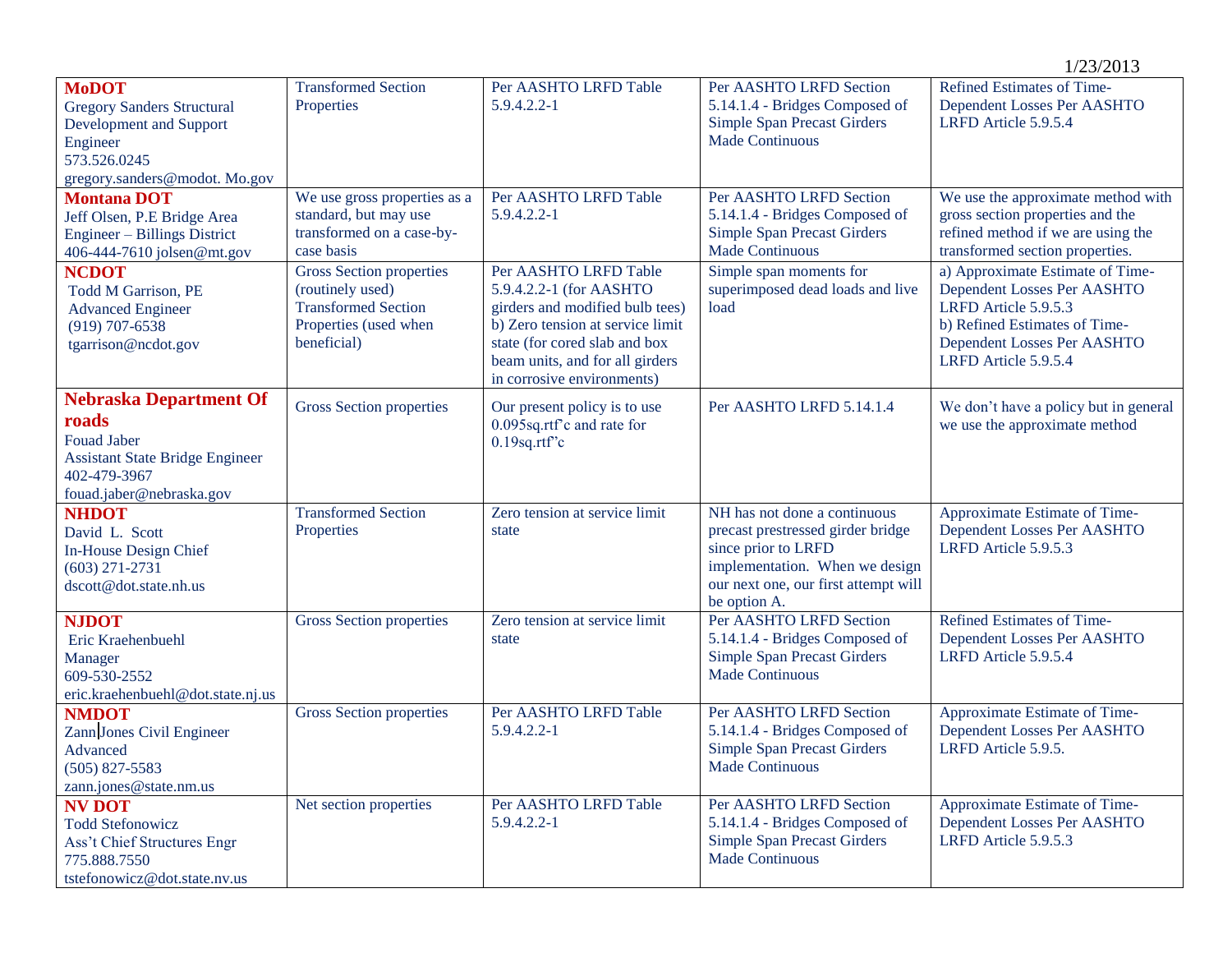| | | | | |
|---|---|---|---|---|
| **MoDOT**<br>Gregory Sanders Structural Development and Support Engineer<br>573.526.0245<br>gregory.sanders@modot. Mo.gov | Transformed Section Properties | Per AASHTO LRFD Table 5.9.4.2.2-1 | Per AASHTO LRFD Section 5.14.1.4 - Bridges Composed of Simple Span Precast Girders Made Continuous | Refined Estimates of Time-Dependent Losses Per AASHTO LRFD Article 5.9.5.4 |
| **Montana DOT**<br>Jeff Olsen, P.E Bridge Area Engineer – Billings District<br>406-444-7610 jolsen@mt.gov | We use gross properties as a standard, but may use transformed on a case-by-case basis | Per AASHTO LRFD Table 5.9.4.2.2-1 | Per AASHTO LRFD Section 5.14.1.4 - Bridges Composed of Simple Span Precast Girders Made Continuous | We use the approximate method with gross section properties and the refined method if we are using the transformed section properties. |
| **NCDOT**<br>Todd M Garrison, PE<br>Advanced Engineer<br>(919) 707-6538<br>tgarrison@ncdot.gov | Gross Section properties (routinely used)<br>Transformed Section Properties (used when beneficial) | Per AASHTO LRFD Table 5.9.4.2.2-1 (for AASHTO girders and modified bulb tees)<br>b) Zero tension at service limit state (for cored slab and box beam units, and for all girders in corrosive environments) | Simple span moments for superimposed dead loads and live load | a) Approximate Estimate of Time-Dependent Losses Per AASHTO LRFD Article 5.9.5.3<br>b) Refined Estimates of Time-Dependent Losses Per AASHTO LRFD Article 5.9.5.4 |
| **Nebraska Department Of roads**<br>Fouad Jaber<br>Assistant State Bridge Engineer<br>402-479-3967<br>fouad.jaber@nebraska.gov | Gross Section properties | Our present policy is to use 0.095sq.rtf'c and rate for 0.19sq.rtf'c | Per AASHTO LRFD 5.14.1.4 | We don't have a policy but in general we use the approximate method |
| **NHDOT**<br>David L. Scott<br>In-House Design Chief<br>(603) 271-2731<br>dscott@dot.state.nh.us | Transformed Section Properties | Zero tension at service limit state | NH has not done a continuous precast prestressed girder bridge since prior to LRFD implementation. When we design our next one, our first attempt will be option A. | Approximate Estimate of Time-Dependent Losses Per AASHTO LRFD Article 5.9.5.3 |
| **NJDOT**<br>Eric Kraehenbuehl<br>Manager<br>609-530-2552<br>eric.kraehenbuehl@dot.state.nj.us | Gross Section properties | Zero tension at service limit state | Per AASHTO LRFD Section 5.14.1.4 - Bridges Composed of Simple Span Precast Girders Made Continuous | Refined Estimates of Time-Dependent Losses Per AASHTO LRFD Article 5.9.5.4 |
| **NMDOT**<br>Zann Jones Civil Engineer Advanced<br>(505) 827-5583<br>zann.jones@state.nm.us | Gross Section properties | Per AASHTO LRFD Table 5.9.4.2.2-1 | Per AASHTO LRFD Section 5.14.1.4 - Bridges Composed of Simple Span Precast Girders Made Continuous | Approximate Estimate of Time-Dependent Losses Per AASHTO LRFD Article 5.9.5. |
| **NV DOT**<br>Todd Stefonowicz<br>Ass't Chief Structures Engr<br>775.888.7550<br>tstefonowicz@dot.state.nv.us | Net section properties | Per AASHTO LRFD Table 5.9.4.2.2-1 | Per AASHTO LRFD Section 5.14.1.4 - Bridges Composed of Simple Span Precast Girders Made Continuous | Approximate Estimate of Time-Dependent Losses Per AASHTO LRFD Article 5.9.5.3 |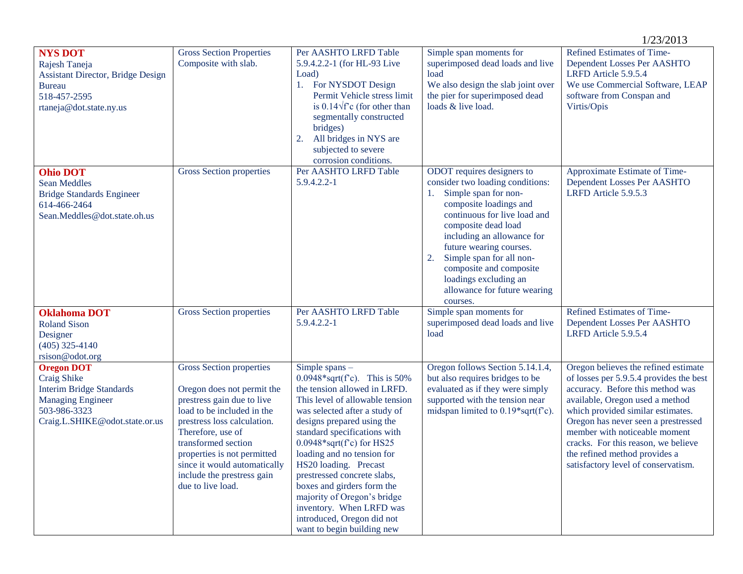| | | | | |
|---|---|---|---|---|
| **NYS DOT**<br>Rajesh Taneja<br>Assistant Director, Bridge Design Bureau<br>518-457-2595<br>rtaneja@dot.state.ny.us | Gross Section Properties Composite with slab. | Per AASHTO LRFD Table 5.9.4.2.2-1 (for HL-93 Live Load)<br>1. For NYSDOT Design Permit Vehicle stress limit is 0.14√f'c (for other than segmentally constructed bridges)<br>2. All bridges in NYS are subjected to severe corrosion conditions. | Simple span moments for superimposed dead loads and live load<br>We also design the slab joint over the pier for superimposed dead loads & live load. | Refined Estimates of Time-Dependent Losses Per AASHTO LRFD Article 5.9.5.4<br>We use Commercial Software, LEAP software from Conspan and Virtis/Opis |
| **Ohio DOT**<br>Sean Meddles<br>Bridge Standards Engineer<br>614-466-2464<br>Sean.Meddles@dot.state.oh.us | Gross Section properties | Per AASHTO LRFD Table 5.9.4.2.2-1 | ODOT requires designers to consider two loading conditions:<br>1. Simple span for non-composite loadings and continuous for live load and composite dead load including an allowance for future wearing courses.<br>2. Simple span for all non-composite and composite loadings excluding an allowance for future wearing courses. | Approximate Estimate of Time-Dependent Losses Per AASHTO LRFD Article 5.9.5.3 |
| **Oklahoma DOT**<br>Roland Sison<br>Designer<br>(405) 325-4140<br>rsison@odot.org | Gross Section properties | Per AASHTO LRFD Table 5.9.4.2.2-1 | Simple span moments for superimposed dead loads and live load | Refined Estimates of Time-Dependent Losses Per AASHTO LRFD Article 5.9.5.4 |
| **Oregon DOT**<br>Craig Shike<br>Interim Bridge Standards Managing Engineer<br>503-986-3323<br>Craig.L.SHIKE@odot.state.or.us | Gross Section properties<br><br>Oregon does not permit the prestress gain due to live load to be included in the prestress loss calculation. Therefore, use of transformed section properties is not permitted since it would automatically include the prestress gain due to live load. | Simple spans – 0.0948*sqrt(f'c). This is 50% the tension allowed in LRFD. This level of allowable tension was selected after a study of designs prepared using the standard specifications with 0.0948*sqrt(f'c) for HS25 loading and no tension for HS20 loading. Precast prestressed concrete slabs, boxes and girders form the majority of Oregon's bridge inventory. When LRFD was introduced, Oregon did not want to begin building new | Oregon follows Section 5.14.1.4, but also requires bridges to be evaluated as if they were simply supported with the tension near midspan limited to 0.19*sqrt(f'c). | Oregon believes the refined estimate of losses per 5.9.5.4 provides the best accuracy. Before this method was available, Oregon used a method which provided similar estimates. Oregon has never seen a prestressed member with noticeable moment cracks. For this reason, we believe the refined method provides a satisfactory level of conservatism. |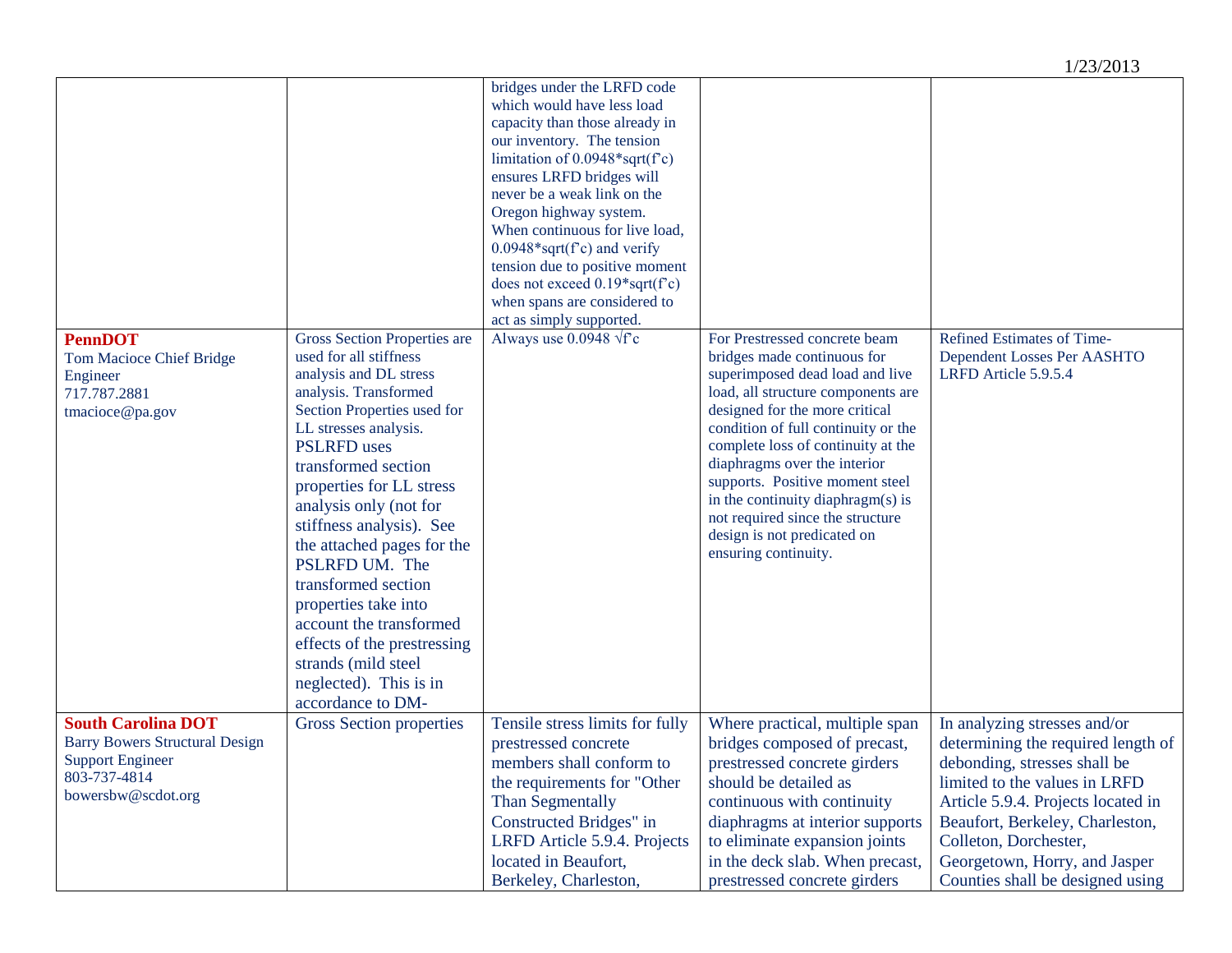| | | | | |
|---|---|---|---|---|
| | | bridges under the LRFD code which would have less load capacity than those already in our inventory. The tension limitation of 0.0948*sqrt(f'c) ensures LRFD bridges will never be a weak link on the Oregon highway system. When continuous for live load, 0.0948*sqrt(f'c) and verify tension due to positive moment does not exceed 0.19*sqrt(f'c) when spans are considered to act as simply supported. | | |
| **PennDOT** Tom Macioce Chief Bridge Engineer 717.787.2881 tmacioce@pa.gov | Gross Section Properties are used for all stiffness analysis and DL stress analysis. Transformed Section Properties used for LL stresses analysis. PSLRFD uses transformed section properties for LL stress analysis only (not for stiffness analysis). See the attached pages for the PSLRFD UM. The transformed section properties take into account the transformed effects of the prestressing strands (mild steel neglected). This is in accordance to DM- | Always use $0.0948\sqrt{f'c}$ | For Prestressed concrete beam bridges made continuous for superimposed dead load and live load, all structure components are designed for the more critical condition of full continuity or the complete loss of continuity at the diaphragms over the interior supports. Positive moment steel in the continuity diaphragm(s) is not required since the structure design is not predicated on ensuring continuity. | Refined Estimates of Time-Dependent Losses Per AASHTO LRFD Article 5.9.5.4 |
| **South Carolina DOT** Barry Bowers Structural Design Support Engineer 803-737-4814 bowersbw@scdot.org | Gross Section properties | Tensile stress limits for fully prestressed concrete members shall conform to the requirements for "Other Than Segmentally Constructed Bridges" in LRFD Article 5.9.4. Projects located in Beaufort, Berkeley, Charleston, | Where practical, multiple span bridges composed of precast, prestressed concrete girders should be detailed as continuous with continuity diaphragms at interior supports to eliminate expansion joints in the deck slab. When precast, prestressed concrete girders | In analyzing stresses and/or determining the required length of debonding, stresses shall be limited to the values in LRFD Article 5.9.4. Projects located in Beaufort, Berkeley, Charleston, Colleton, Dorchester, Georgetown, Horry, and Jasper Counties shall be designed using |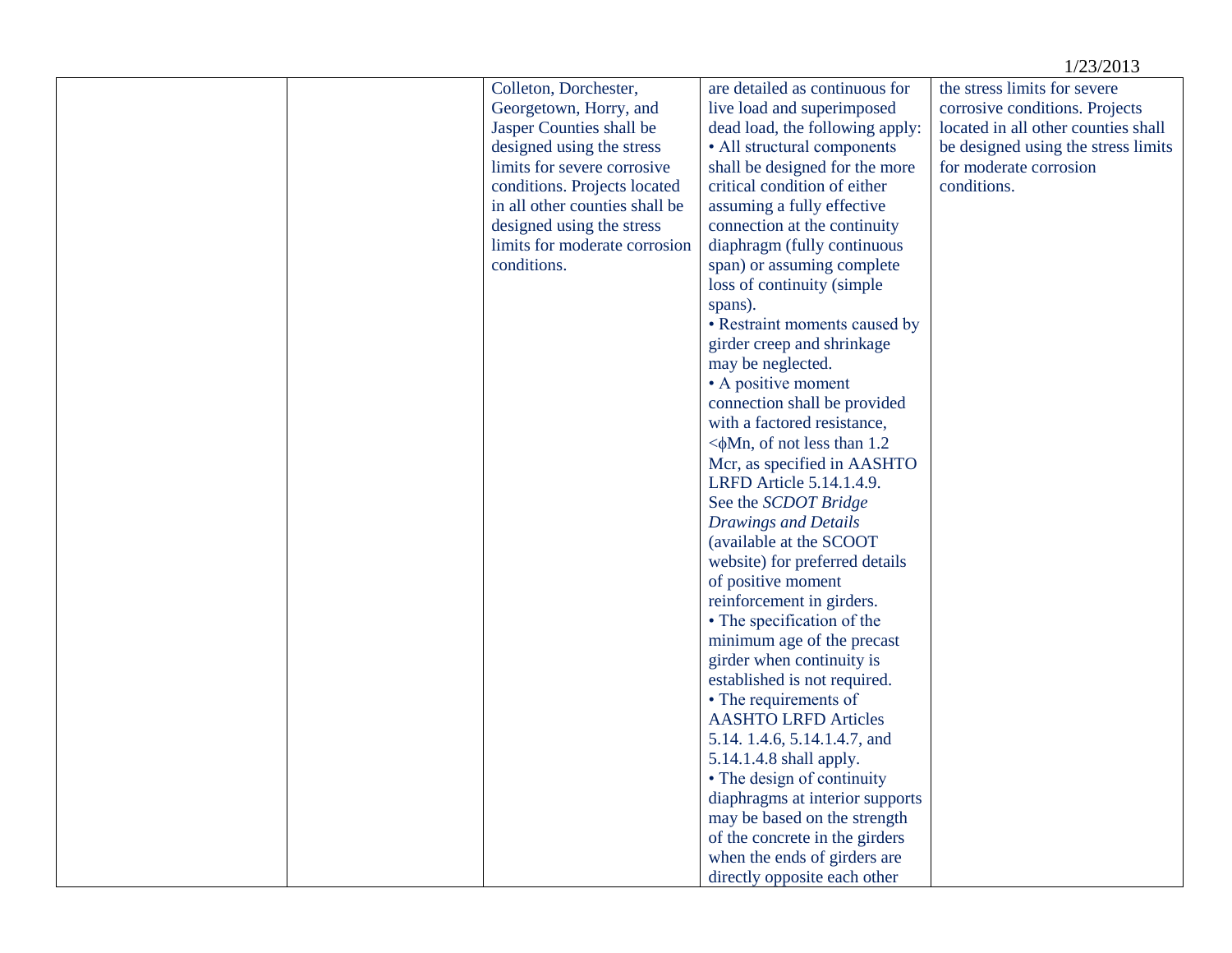| | | | | |
|---|---|---|---|---|
| | | Colleton, Dorchester, Georgetown, Horry, and Jasper Counties shall be designed using the stress limits for severe corrosive conditions. Projects located in all other counties shall be designed using the stress limits for moderate corrosion conditions. | are detailed as continuous for live load and superimposed dead load, the following apply:<br>• All structural components shall be designed for the more critical condition of either assuming a fully effective connection at the continuity diaphragm (fully continuous span) or assuming complete loss of continuity (simple spans).<br>• Restraint moments caused by girder creep and shrinkage may be neglected.<br>• A positive moment connection shall be provided with a factored resistance, <ϕMn, of not less than 1.2 Mcr, as specified in AASHTO LRFD Article 5.14.1.4.9. See the *SCDOT Bridge Drawings and Details* (available at the SCOOT website) for preferred details of positive moment reinforcement in girders.<br>• The specification of the minimum age of the precast girder when continuity is established is not required.<br>• The requirements of AASHTO LRFD Articles 5.14. 1.4.6, 5.14.1.4.7, and 5.14.1.4.8 shall apply.<br>• The design of continuity diaphragms at interior supports may be based on the strength of the concrete in the girders when the ends of girders are directly opposite each other | the stress limits for severe corrosive conditions. Projects located in all other counties shall be designed using the stress limits for moderate corrosion conditions. |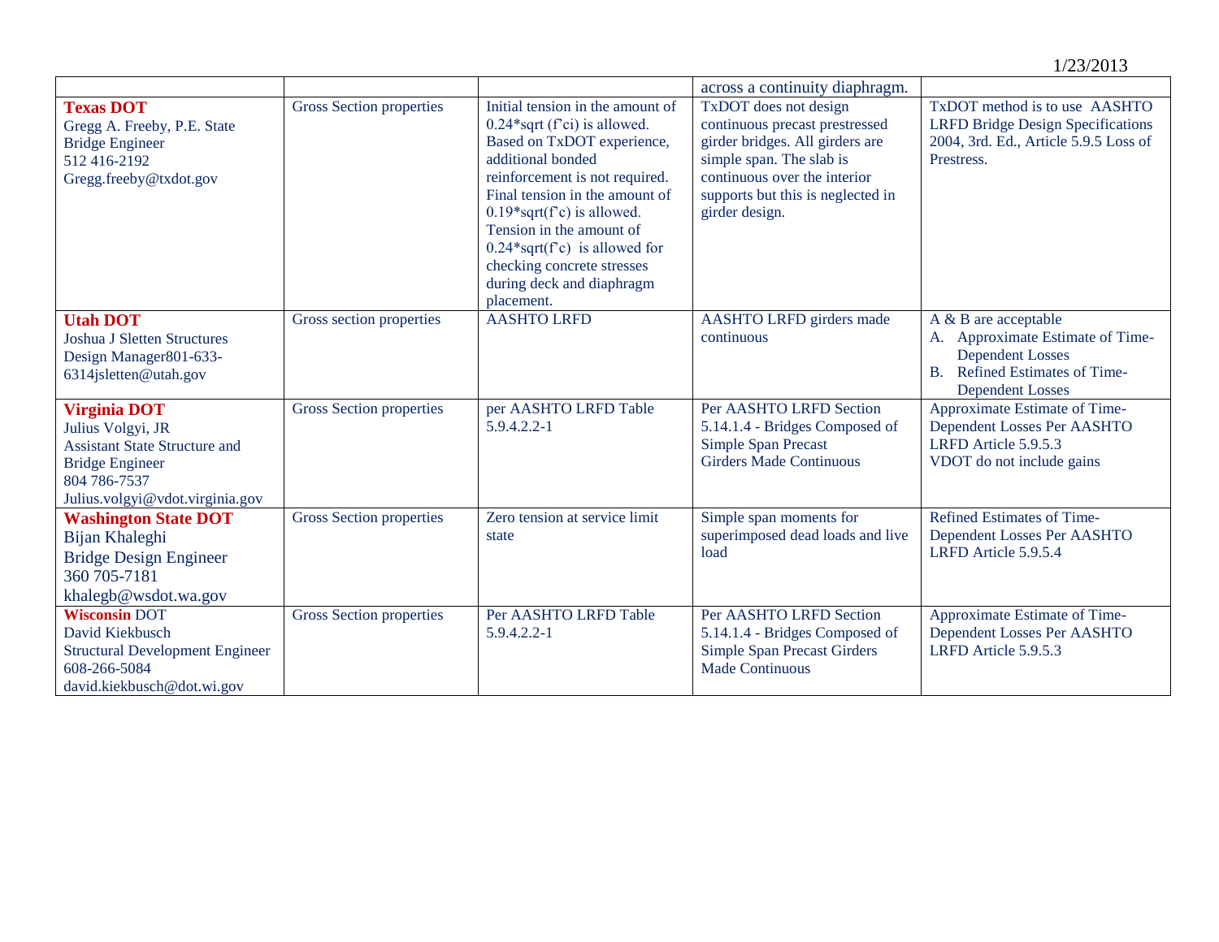| | | | | |
|---|---|---|---|---|
| | | | across a continuity diaphragm. | |
| **Texas DOT** Gregg A. Freeby, P.E. State Bridge Engineer 512 416-2192 Gregg.freeby@txdot.gov | Gross Section properties | Initial tension in the amount of 0.24*sqrt (f'ci) is allowed. Based on TxDOT experience, additional bonded reinforcement is not required. Final tension in the amount of 0.19*sqrt(f'c) is allowed. Tension in the amount of 0.24*sqrt(f'c) is allowed for checking concrete stresses during deck and diaphragm placement. | TxDOT does not design continuous precast prestressed girder bridges. All girders are simple span. The slab is continuous over the interior supports but this is neglected in girder design. | TxDOT method is to use AASHTO LRFD Bridge Design Specifications 2004, 3rd. Ed., Article 5.9.5 Loss of Prestress. |
| **Utah DOT** Joshua J Sletten Structures Design Manager801-633-6314jsletten@utah.gov | Gross section properties | AASHTO LRFD | AASHTO LRFD girders made continuous | A & B are acceptable<br>A. Approximate Estimate of Time-Dependent Losses<br>B. Refined Estimates of Time-Dependent Losses |
| **Virginia DOT** Julius Volgyi, JR Assistant State Structure and Bridge Engineer 804 786-7537 Julius.volgyi@vdot.virginia.gov | Gross Section properties | per AASHTO LRFD Table 5.9.4.2.2-1 | Per AASHTO LRFD Section 5.14.1.4 - Bridges Composed of Simple Span Precast Girders Made Continuous | Approximate Estimate of Time-Dependent Losses Per AASHTO LRFD Article 5.9.5.3 VDOT do not include gains |
| **Washington State DOT** Bijan Khaleghi Bridge Design Engineer 360 705-7181 khalegb@wsdot.wa.gov | Gross Section properties | Zero tension at service limit state | Simple span moments for superimposed dead loads and live load | Refined Estimates of Time-Dependent Losses Per AASHTO LRFD Article 5.9.5.4 |
| **Wisconsin** DOT David Kiekbusch Structural Development Engineer 608-266-5084 david.kiekbusch@dot.wi.gov | Gross Section properties | Per AASHTO LRFD Table 5.9.4.2.2-1 | Per AASHTO LRFD Section 5.14.1.4 - Bridges Composed of Simple Span Precast Girders Made Continuous | Approximate Estimate of Time-Dependent Losses Per AASHTO LRFD Article 5.9.5.3 |